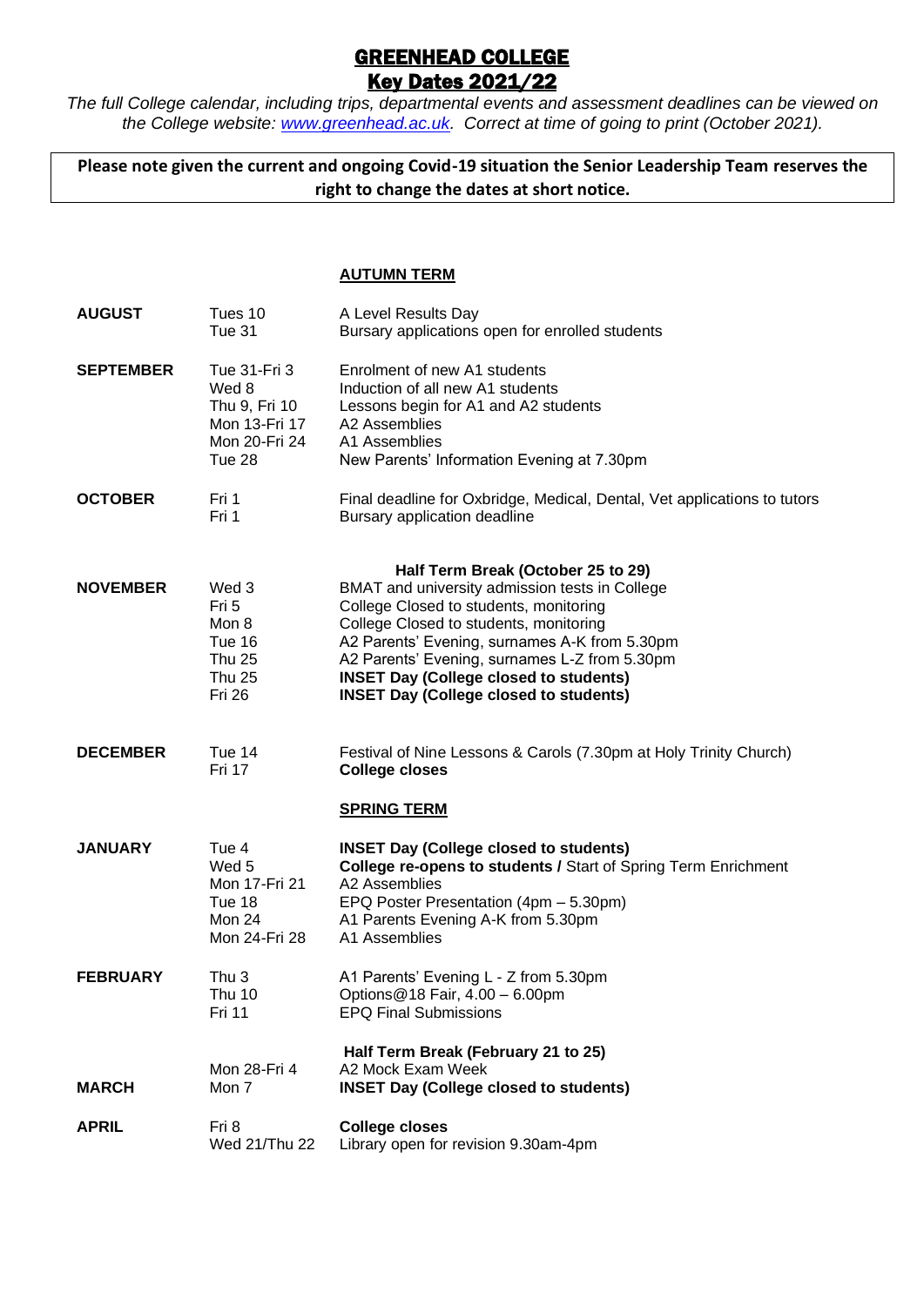# GREENHEAD COLLEGE
## Key Dates 2021/22

*The full College calendar, including trips, departmental events and assessment deadlines can be viewed on the College website: [www.greenhead.ac.uk](http://www.greenhead.ac.uk). Correct at time of going to print (October 2021).*

**Please note given the current and ongoing Covid-19 situation the Senior Leadership Team reserves the right to change the dates at short notice.**

### AUTUMN TERM

| Month | Date | Event |
|---|---|---|
| **AUGUST** | Tues 10 | A Level Results Day |
| | Tue 31 | Bursary applications open for enrolled students |
| **SEPTEMBER** | Tue 31-Fri 3 | Enrolment of new A1 students |
| | Wed 8 | Induction of all new A1 students |
| | Thu 9, Fri 10 | Lessons begin for A1 and A2 students |
| | Mon 13-Fri 17 | A2 Assemblies |
| | Mon 20-Fri 24 | A1 Assemblies |
| | Tue 28 | New Parents' Information Evening at 7.30pm |
| **OCTOBER** | Fri 1 | Final deadline for Oxbridge, Medical, Dental, Vet applications to tutors |
| | Fri 1 | Bursary application deadline |
| | | **Half Term Break (October 25 to 29)** |
| **NOVEMBER** | Wed 3 | BMAT and university admission tests in College |
| | Fri 5 | College Closed to students, monitoring |
| | Mon 8 | College Closed to students, monitoring |
| | Tue 16 | A2 Parents' Evening, surnames A-K from 5.30pm |
| | Thu 25 | A2 Parents' Evening, surnames L-Z from 5.30pm |
| | Thu 25 | **INSET Day (College closed to students)** |
| | Fri 26 | **INSET Day (College closed to students)** |
| **DECEMBER** | Tue 14 | Festival of Nine Lessons & Carols (7.30pm at Holy Trinity Church) |
| | Fri 17 | **College closes** |

### SPRING TERM

| Month | Date | Event |
|---|---|---|
| **JANUARY** | Tue 4 | **INSET Day (College closed to students)** |
| | Wed 5 | **College re-opens to students /** Start of Spring Term Enrichment |
| | Mon 17-Fri 21 | A2 Assemblies |
| | Tue 18 | EPQ Poster Presentation (4pm – 5.30pm) |
| | Mon 24 | A1 Parents Evening A-K from 5.30pm |
| | Mon 24-Fri 28 | A1 Assemblies |
| **FEBRUARY** | Thu 3 | A1 Parents' Evening L - Z from 5.30pm |
| | Thu 10 | Options@18 Fair, 4.00 – 6.00pm |
| | Fri 11 | EPQ Final Submissions |
| | | **Half Term Break (February 21 to 25)** |
| | Mon 28-Fri 4 | A2 Mock Exam Week |
| **MARCH** | Mon 7 | **INSET Day (College closed to students)** |
| **APRIL** | Fri 8 | **College closes** |
| | Wed 21/Thu 22 | Library open for revision 9.30am-4pm |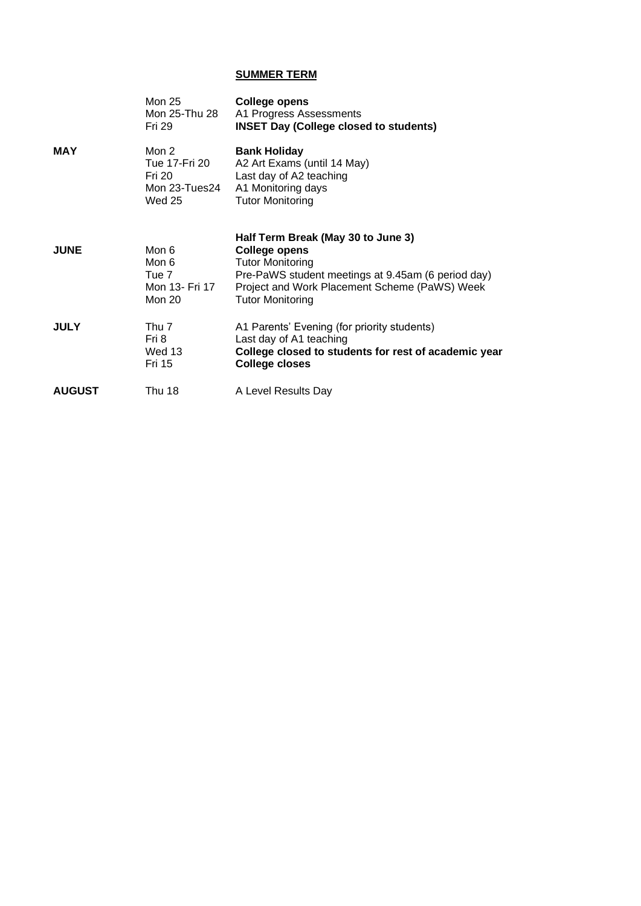## SUMMER TERM

| | | |
|---|---|---|
| | Mon 25 | **College opens** |
| | Mon 25-Thu 28 | A1 Progress Assessments |
| | Fri 29 | **INSET Day (College closed to students)** |
| **MAY** | Mon 2 | **Bank Holiday** |
| | Tue 17-Fri 20 | A2 Art Exams (until 14 May) |
| | Fri 20 | Last day of A2 teaching |
| | Mon 23-Tues24 | A1 Monitoring days |
| | Wed 25 | Tutor Monitoring |
| | | **Half Term Break (May 30 to June 3)** |
| **JUNE** | Mon 6 | **College opens** |
| | Mon 6 | Tutor Monitoring |
| | Tue 7 | Pre-PaWS student meetings at 9.45am (6 period day) |
| | Mon 13- Fri 17 | Project and Work Placement Scheme (PaWS) Week |
| | Mon 20 | Tutor Monitoring |
| **JULY** | Thu 7 | A1 Parents' Evening (for priority students) |
| | Fri 8 | Last day of A1 teaching |
| | Wed 13 | **College closed to students for rest of academic year** |
| | Fri 15 | **College closes** |
| **AUGUST** | Thu 18 | A Level Results Day |